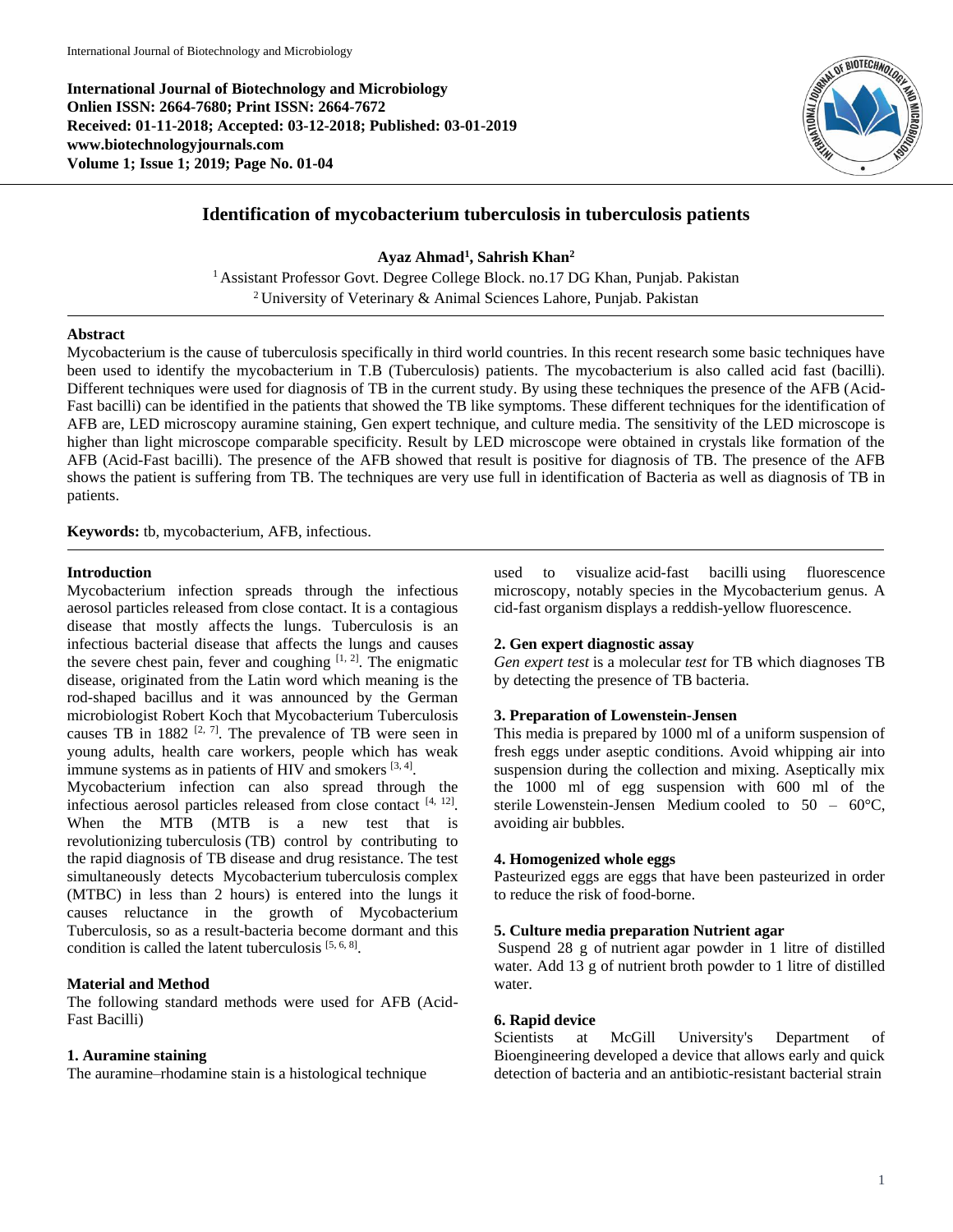International Journal of Biotechnology and Microbiology
Onlien ISSN: 2664-7680; Print ISSN: 2664-7672
Received: 01-11-2018; Accepted: 03-12-2018; Published: 03-01-2019
www.biotechnologyjournals.com
Volume 1; Issue 1; 2019; Page No. 01-04

# Identification of mycobacterium tuberculosis in tuberculosis patients

**Ayaz Ahmad[1], Sahrish Khan[2]**

[1] Assistant Professor Govt. Degree College Block. no.17 DG Khan, Punjab. Pakistan
[2] University of Veterinary & Animal Sciences Lahore, Punjab. Pakistan

## Abstract

Mycobacterium is the cause of tuberculosis specifically in third world countries. In this recent research some basic techniques have been used to identify the mycobacterium in T.B (Tuberculosis) patients. The mycobacterium is also called acid fast (bacilli). Different techniques were used for diagnosis of TB in the current study. By using these techniques the presence of the AFB (Acid-Fast bacilli) can be identified in the patients that showed the TB like symptoms. These different techniques for the identification of AFB are, LED microscopy auramine staining, Gen expert technique, and culture media. The sensitivity of the LED microscope is higher than light microscope comparable specificity. Result by LED microscope were obtained in crystals like formation of the AFB (Acid-Fast bacilli). The presence of the AFB showed that result is positive for diagnosis of TB. The presence of the AFB shows the patient is suffering from TB. The techniques are very use full in identification of Bacteria as well as diagnosis of TB in patients.

**Keywords:** tb, mycobacterium, AFB, infectious.

## Introduction

Mycobacterium infection spreads through the infectious aerosol particles released from close contact. It is a contagious disease that mostly affects the lungs. Tuberculosis is an infectious bacterial disease that affects the lungs and causes the severe chest pain, fever and coughing [1, 2]. The enigmatic disease, originated from the Latin word which meaning is the rod-shaped bacillus and it was announced by the German microbiologist Robert Koch that Mycobacterium Tuberculosis causes TB in 1882 [2, 7]. The prevalence of TB were seen in young adults, health care workers, people which has weak immune systems as in patients of HIV and smokers [3, 4].

Mycobacterium infection can also spread through the infectious aerosol particles released from close contact [4, 12]. When the MTB (MTB is a new test that is revolutionizing tuberculosis (TB) control by contributing to the rapid diagnosis of TB disease and drug resistance. The test simultaneously detects Mycobacterium tuberculosis complex (MTBC) in less than 2 hours) is entered into the lungs it causes reluctance in the growth of Mycobacterium Tuberculosis, so as a result-bacteria become dormant and this condition is called the latent tuberculosis [5, 6, 8].

## Material and Method

The following standard methods were used for AFB (Acid-Fast Bacilli)

### 1. Auramine staining

The auramine–rhodamine stain is a histological technique used to visualize acid-fast bacilli using fluorescence microscopy, notably species in the Mycobacterium genus. A cid-fast organism displays a reddish-yellow fluorescence.

### 2. Gen expert diagnostic assay

*Gen expert test* is a molecular *test* for TB which diagnoses TB by detecting the presence of TB bacteria.

### 3. Preparation of Lowenstein-Jensen

This media is prepared by 1000 ml of a uniform suspension of fresh eggs under aseptic conditions. Avoid whipping air into suspension during the collection and mixing. Aseptically mix the 1000 ml of egg suspension with 600 ml of the sterile Lowenstein-Jensen Medium cooled to 50 – 60°C, avoiding air bubbles.

### 4. Homogenized whole eggs

Pasteurized eggs are eggs that have been pasteurized in order to reduce the risk of food-borne.

### 5. Culture media preparation Nutrient agar

Suspend 28 g of nutrient agar powder in 1 litre of distilled water. Add 13 g of nutrient broth powder to 1 litre of distilled water.

### 6. Rapid device

Scientists at McGill University's Department of Bioengineering developed a device that allows early and quick detection of bacteria and an antibiotic-resistant bacterial strain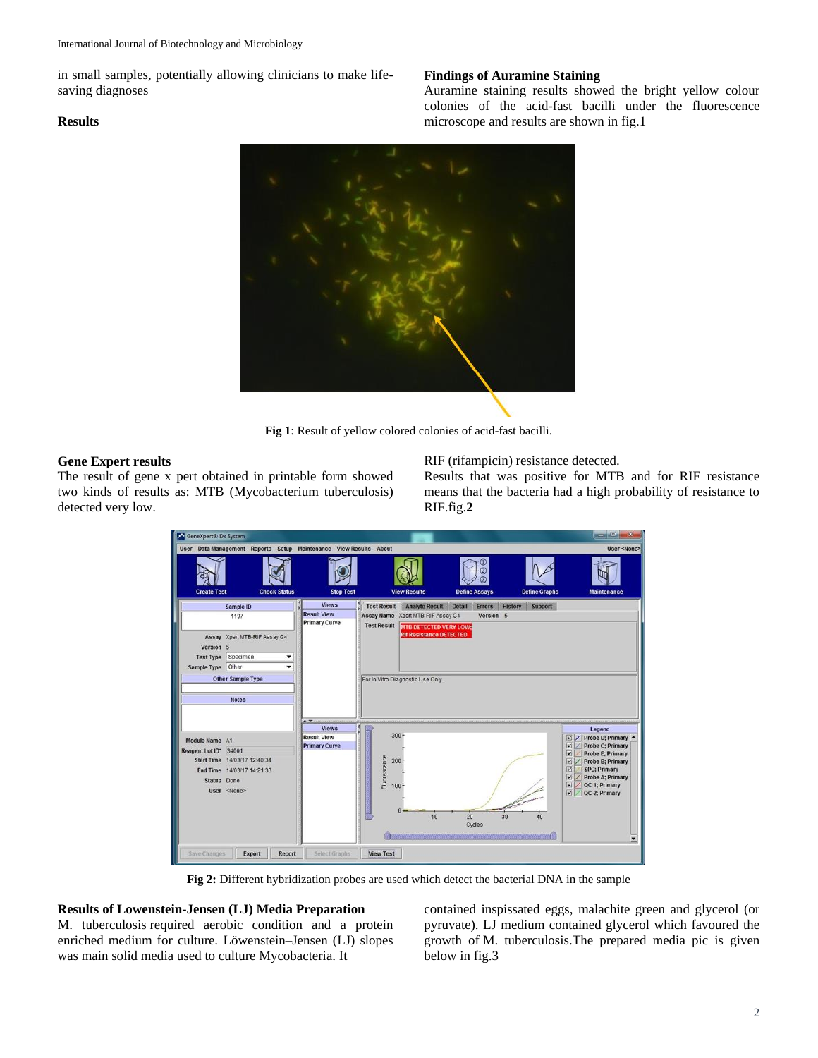in small samples, potentially allowing clinicians to make life-saving diagnoses

## Results

### Findings of Auramine Staining

Auramine staining results showed the bright yellow colour colonies of the acid-fast bacilli under the fluorescence microscope and results are shown in fig.1

**Fig 1**: Result of yellow colored colonies of acid-fast bacilli.

### Gene Expert results

The result of gene x pert obtained in printable form showed two kinds of results as: MTB (Mycobacterium tuberculosis) detected very low.

RIF (rifampicin) resistance detected.

Results that was positive for MTB and for RIF resistance means that the bacteria had a high probability of resistance to RIF.fig.**2**

**Fig 2:** Different hybridization probes are used which detect the bacterial DNA in the sample

### Results of Lowenstein-Jensen (LJ) Media Preparation

M. tuberculosis required aerobic condition and a protein enriched medium for culture. Löwenstein–Jensen (LJ) slopes was main solid media used to culture Mycobacteria. It contained inspissated eggs, malachite green and glycerol (or pyruvate). LJ medium contained glycerol which favoured the growth of M. tuberculosis.The prepared media pic is given below in fig.3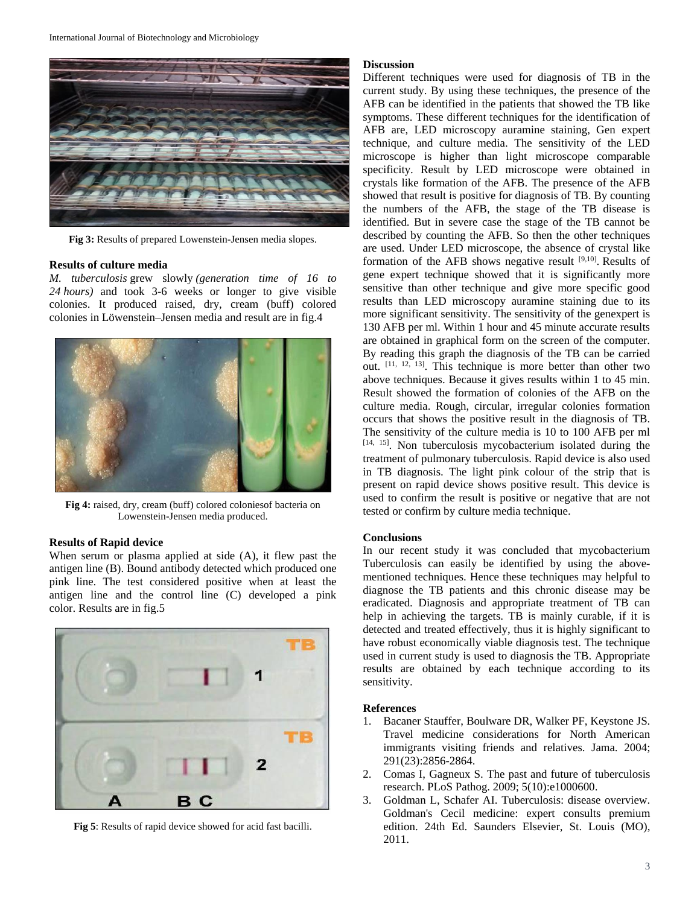Fig 3: Results of prepared Lowenstein-Jensen media slopes.

### Results of culture media

*M. tuberculosis* grew slowly *(generation time of 16 to 24 hours)* and took 3-6 weeks or longer to give visible colonies. It produced raised, dry, cream (buff) colored colonies in Löwenstein–Jensen media and result are in fig.4

**Fig 4:** raised, dry, cream (buff) colored coloniesof bacteria on Lowenstein-Jensen media produced.

### Results of Rapid device

When serum or plasma applied at side (A), it flew past the antigen line (B). Bound antibody detected which produced one pink line. The test considered positive when at least the antigen line and the control line (C) developed a pink color. Results are in fig.5

**Fig 5**: Results of rapid device showed for acid fast bacilli.

### Discussion

Different techniques were used for diagnosis of TB in the current study. By using these techniques, the presence of the AFB can be identified in the patients that showed the TB like symptoms. These different techniques for the identification of AFB are, LED microscopy auramine staining, Gen expert technique, and culture media. The sensitivity of the LED microscope is higher than light microscope comparable specificity. Result by LED microscope were obtained in crystals like formation of the AFB. The presence of the AFB showed that result is positive for diagnosis of TB. By counting the numbers of the AFB, the stage of the TB disease is identified. But in severe case the stage of the TB cannot be described by counting the AFB. So then the other techniques are used. Under LED microscope, the absence of crystal like formation of the AFB shows negative result [9,10]. Results of gene expert technique showed that it is significantly more sensitive than other technique and give more specific good results than LED microscopy auramine staining due to its more significant sensitivity. The sensitivity of the genexpert is 130 AFB per ml. Within 1 hour and 45 minute accurate results are obtained in graphical form on the screen of the computer. By reading this graph the diagnosis of the TB can be carried out. [11, 12, 13]. This technique is more better than other two above techniques. Because it gives results within 1 to 45 min. Result showed the formation of colonies of the AFB on the culture media. Rough, circular, irregular colonies formation occurs that shows the positive result in the diagnosis of TB. The sensitivity of the culture media is 10 to 100 AFB per ml [14, 15]. Non tuberculosis mycobacterium isolated during the treatment of pulmonary tuberculosis. Rapid device is also used in TB diagnosis. The light pink colour of the strip that is present on rapid device shows positive result. This device is used to confirm the result is positive or negative that are not tested or confirm by culture media technique.

### Conclusions

In our recent study it was concluded that mycobacterium Tuberculosis can easily be identified by using the above-mentioned techniques. Hence these techniques may helpful to diagnose the TB patients and this chronic disease may be eradicated. Diagnosis and appropriate treatment of TB can help in achieving the targets. TB is mainly curable, if it is detected and treated effectively, thus it is highly significant to have robust economically viable diagnosis test. The technique used in current study is used to diagnosis the TB. Appropriate results are obtained by each technique according to its sensitivity.

### References

1. Bacaner Stauffer, Boulware DR, Walker PF, Keystone JS. Travel medicine considerations for North American immigrants visiting friends and relatives. Jama. 2004; 291(23):2856-2864.
2. Comas I, Gagneux S. The past and future of tuberculosis research. PLoS Pathog. 2009; 5(10):e1000600.
3. Goldman L, Schafer AI. Tuberculosis: disease overview. Goldman's Cecil medicine: expert consults premium edition. 24th Ed. Saunders Elsevier, St. Louis (MO), 2011.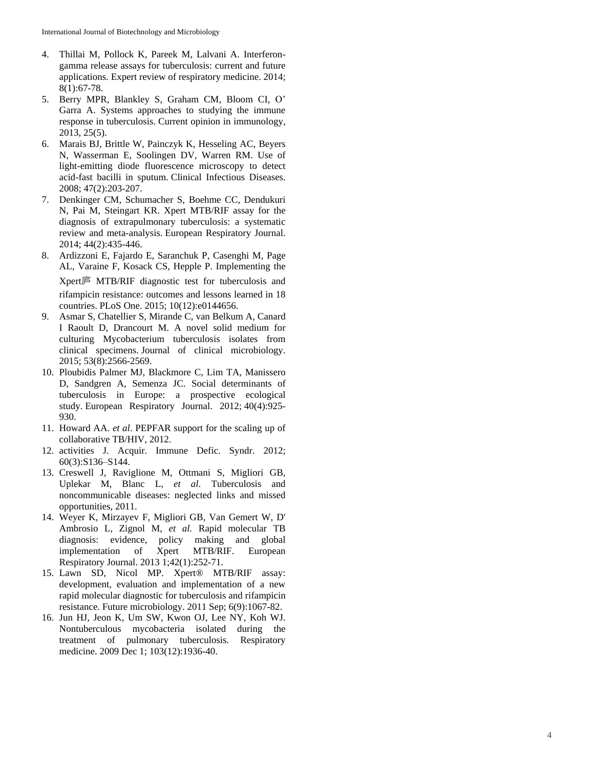4. Thillai M, Pollock K, Pareek M, Lalvani A. Interferon-gamma release assays for tuberculosis: current and future applications. Expert review of respiratory medicine. 2014; 8(1):67-78.
5. Berry MPR, Blankley S, Graham CM, Bloom CI, O' Garra A. Systems approaches to studying the immune response in tuberculosis. Current opinion in immunology, 2013, 25(5).
6. Marais BJ, Brittle W, Painczyk K, Hesseling AC, Beyers N, Wasserman E, Soolingen DV, Warren RM. Use of light-emitting diode fluorescence microscopy to detect acid-fast bacilli in sputum. Clinical Infectious Diseases. 2008; 47(2):203-207.
7. Denkinger CM, Schumacher S, Boehme CC, Dendukuri N, Pai M, Steingart KR. Xpert MTB/RIF assay for the diagnosis of extrapulmonary tuberculosis: a systematic review and meta-analysis. European Respiratory Journal. 2014; 44(2):435-446.
8. Ardizzoni E, Fajardo E, Saranchuk P, Casenghi M, Page AL, Varaine F, Kosack CS, Hepple P. Implementing the Xpert庐 MTB/RIF diagnostic test for tuberculosis and rifampicin resistance: outcomes and lessons learned in 18 countries. PLoS One. 2015; 10(12):e0144656.
9. Asmar S, Chatellier S, Mirande C, van Belkum A, Canard I Raoult D, Drancourt M. A novel solid medium for culturing Mycobacterium tuberculosis isolates from clinical specimens. Journal of clinical microbiology. 2015; 53(8):2566-2569.
10. Ploubidis Palmer MJ, Blackmore C, Lim TA, Manissero D, Sandgren A, Semenza JC. Social determinants of tuberculosis in Europe: a prospective ecological study. European Respiratory Journal. 2012; 40(4):925-930.
11. Howard AA. *et al*. PEPFAR support for the scaling up of collaborative TB/HIV, 2012.
12. activities J. Acquir. Immune Defic. Syndr. 2012; 60(3):S136–S144.
13. Creswell J, Raviglione M, Ottmani S, Migliori GB, Uplekar M, Blanc L, *et al*. Tuberculosis and noncommunicable diseases: neglected links and missed opportunities, 2011.
14. Weyer K, Mirzayev F, Migliori GB, Van Gemert W, D' Ambrosio L, Zignol M, *et al.* Rapid molecular TB diagnosis: evidence, policy making and global implementation of Xpert MTB/RIF. European Respiratory Journal. 2013 1;42(1):252-71.
15. Lawn SD, Nicol MP. Xpert® MTB/RIF assay: development, evaluation and implementation of a new rapid molecular diagnostic for tuberculosis and rifampicin resistance. Future microbiology. 2011 Sep; 6(9):1067-82.
16. Jun HJ, Jeon K, Um SW, Kwon OJ, Lee NY, Koh WJ. Nontuberculous mycobacteria isolated during the treatment of pulmonary tuberculosis. Respiratory medicine. 2009 Dec 1; 103(12):1936-40.